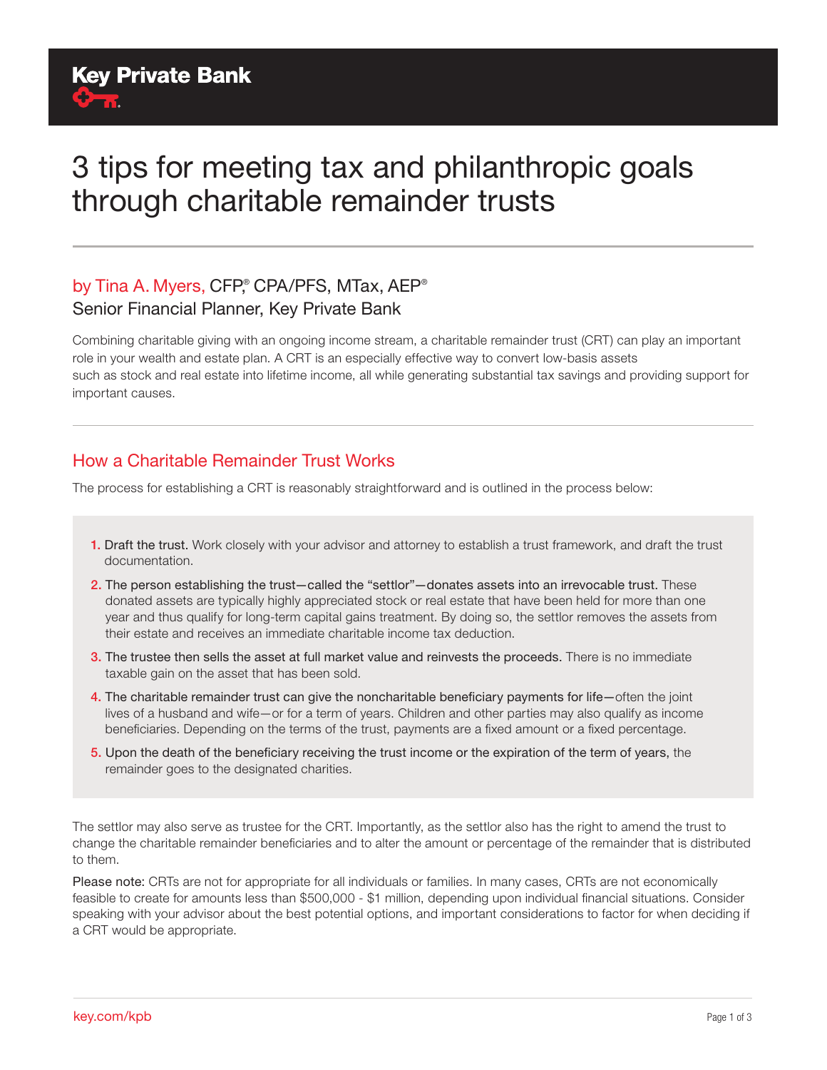Key Private Bank

# 3 tips for meeting tax and philanthropic goals through charitable remainder trusts

by Tina A. Myers, CFP®, CPA/PFS, MTax, AEP®
Senior Financial Planner, Key Private Bank

Combining charitable giving with an ongoing income stream, a charitable remainder trust (CRT) can play an important role in your wealth and estate plan. A CRT is an especially effective way to convert low-basis assets such as stock and real estate into lifetime income, all while generating substantial tax savings and providing support for important causes.

## How a Charitable Remainder Trust Works

The process for establishing a CRT is reasonably straightforward and is outlined in the process below:

1. **Draft the trust.** Work closely with your advisor and attorney to establish a trust framework, and draft the trust documentation.
2. **The person establishing the trust—called the "settlor"—donates assets into an irrevocable trust.** These donated assets are typically highly appreciated stock or real estate that have been held for more than one year and thus qualify for long-term capital gains treatment. By doing so, the settlor removes the assets from their estate and receives an immediate charitable income tax deduction.
3. **The trustee then sells the asset at full market value and reinvests the proceeds.** There is no immediate taxable gain on the asset that has been sold.
4. **The charitable remainder trust can give the noncharitable beneficiary payments for life**—often the joint lives of a husband and wife—or for a term of years. Children and other parties may also qualify as income beneficiaries. Depending on the terms of the trust, payments are a fixed amount or a fixed percentage.
5. **Upon the death of the beneficiary receiving the trust income or the expiration of the term of years,** the remainder goes to the designated charities.

The settlor may also serve as trustee for the CRT. Importantly, as the settlor also has the right to amend the trust to change the charitable remainder beneficiaries and to alter the amount or percentage of the remainder that is distributed to them.

**Please note:** CRTs are not for appropriate for all individuals or families. In many cases, CRTs are not economically feasible to create for amounts less than $500,000 - $1 million, depending upon individual financial situations. Consider speaking with your advisor about the best potential options, and important considerations to factor for when deciding if a CRT would be appropriate.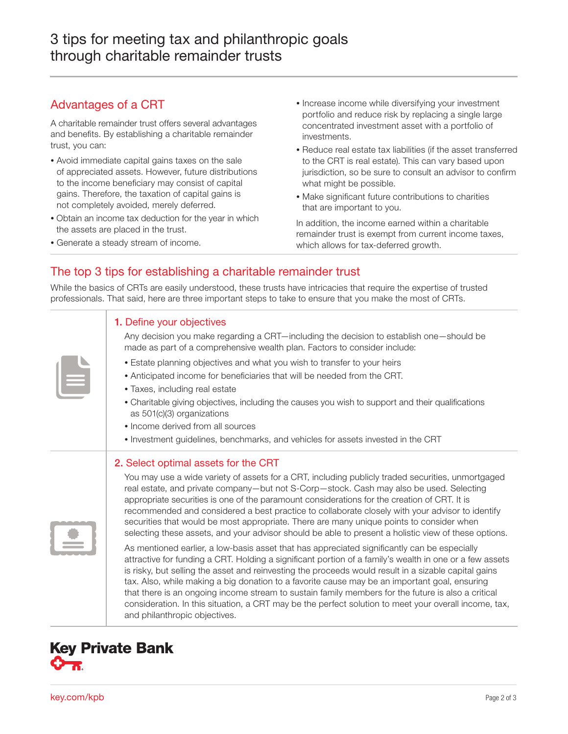# 3 tips for meeting tax and philanthropic goals through charitable remainder trusts

## Advantages of a CRT

A charitable remainder trust offers several advantages and benefits. By establishing a charitable remainder trust, you can:

- Avoid immediate capital gains taxes on the sale of appreciated assets. However, future distributions to the income beneficiary may consist of capital gains. Therefore, the taxation of capital gains is not completely avoided, merely deferred.
- Obtain an income tax deduction for the year in which the assets are placed in the trust.
- Generate a steady stream of income.
- Increase income while diversifying your investment portfolio and reduce risk by replacing a single large concentrated investment asset with a portfolio of investments.
- Reduce real estate tax liabilities (if the asset transferred to the CRT is real estate). This can vary based upon jurisdiction, so be sure to consult an advisor to confirm what might be possible.
- Make significant future contributions to charities that are important to you.

In addition, the income earned within a charitable remainder trust is exempt from current income taxes, which allows for tax-deferred growth.

## The top 3 tips for establishing a charitable remainder trust

While the basics of CRTs are easily understood, these trusts have intricacies that require the expertise of trusted professionals. That said, here are three important steps to take to ensure that you make the most of CRTs.

### 1. Define your objectives

Any decision you make regarding a CRT—including the decision to establish one—should be made as part of a comprehensive wealth plan. Factors to consider include:

- Estate planning objectives and what you wish to transfer to your heirs
- Anticipated income for beneficiaries that will be needed from the CRT.
- Taxes, including real estate
- Charitable giving objectives, including the causes you wish to support and their qualifications as 501(c)(3) organizations
- Income derived from all sources
- Investment guidelines, benchmarks, and vehicles for assets invested in the CRT

### 2. Select optimal assets for the CRT

You may use a wide variety of assets for a CRT, including publicly traded securities, unmortgaged real estate, and private company—but not S-Corp—stock. Cash may also be used. Selecting appropriate securities is one of the paramount considerations for the creation of CRT. It is recommended and considered a best practice to collaborate closely with your advisor to identify securities that would be most appropriate. There are many unique points to consider when selecting these assets, and your advisor should be able to present a holistic view of these options.

As mentioned earlier, a low-basis asset that has appreciated significantly can be especially attractive for funding a CRT. Holding a significant portion of a family's wealth in one or a few assets is risky, but selling the asset and reinvesting the proceeds would result in a sizable capital gains tax. Also, while making a big donation to a favorite cause may be an important goal, ensuring that there is an ongoing income stream to sustain family members for the future is also a critical consideration. In this situation, a CRT may be the perfect solution to meet your overall income, tax, and philanthropic objectives.

**Key Private Bank**

key.com/kpb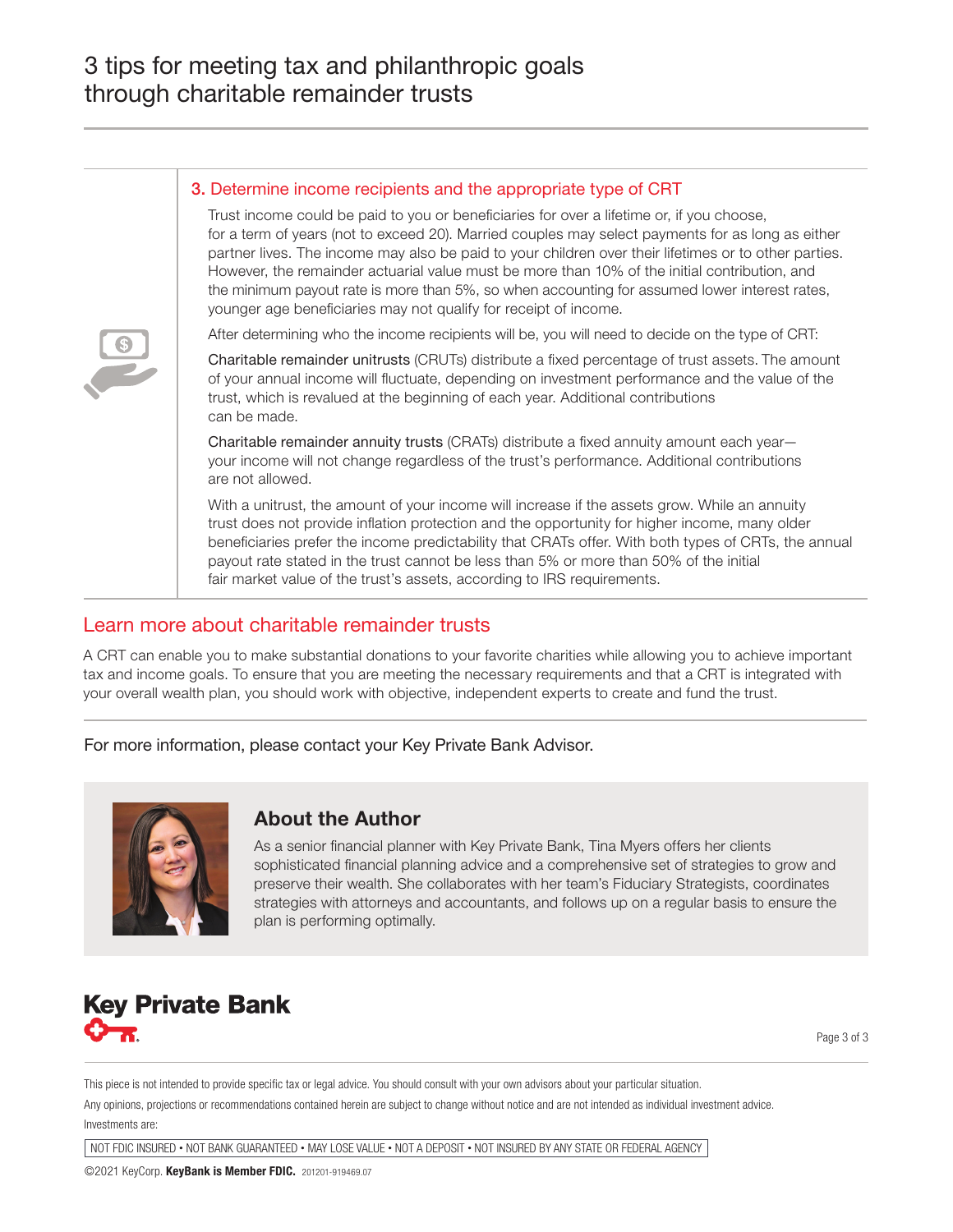# 3 tips for meeting tax and philanthropic goals through charitable remainder trusts

### 3. Determine income recipients and the appropriate type of CRT

Trust income could be paid to you or beneficiaries for over a lifetime or, if you choose, for a term of years (not to exceed 20). Married couples may select payments for as long as either partner lives. The income may also be paid to your children over their lifetimes or to other parties. However, the remainder actuarial value must be more than 10% of the initial contribution, and the minimum payout rate is more than 5%, so when accounting for assumed lower interest rates, younger age beneficiaries may not qualify for receipt of income.

After determining who the income recipients will be, you will need to decide on the type of CRT:

Charitable remainder unitrusts (CRUTs) distribute a fixed percentage of trust assets. The amount of your annual income will fluctuate, depending on investment performance and the value of the trust, which is revalued at the beginning of each year. Additional contributions can be made.

Charitable remainder annuity trusts (CRATs) distribute a fixed annuity amount each year—your income will not change regardless of the trust's performance. Additional contributions are not allowed.

With a unitrust, the amount of your income will increase if the assets grow. While an annuity trust does not provide inflation protection and the opportunity for higher income, many older beneficiaries prefer the income predictability that CRATs offer. With both types of CRTs, the annual payout rate stated in the trust cannot be less than 5% or more than 50% of the initial fair market value of the trust's assets, according to IRS requirements.

## Learn more about charitable remainder trusts

A CRT can enable you to make substantial donations to your favorite charities while allowing you to achieve important tax and income goals. To ensure that you are meeting the necessary requirements and that a CRT is integrated with your overall wealth plan, you should work with objective, independent experts to create and fund the trust.

For more information, please contact your Key Private Bank Advisor.

### About the Author

As a senior financial planner with Key Private Bank, Tina Myers offers her clients sophisticated financial planning advice and a comprehensive set of strategies to grow and preserve their wealth. She collaborates with her team's Fiduciary Strategists, coordinates strategies with attorneys and accountants, and follows up on a regular basis to ensure the plan is performing optimally.

**Key Private Bank**

This piece is not intended to provide specific tax or legal advice. You should consult with your own advisors about your particular situation.

Any opinions, projections or recommendations contained herein are subject to change without notice and are not intended as individual investment advice.

Investments are:

NOT FDIC INSURED • NOT BANK GUARANTEED • MAY LOSE VALUE • NOT A DEPOSIT • NOT INSURED BY ANY STATE OR FEDERAL AGENCY

©2021 KeyCorp. **KeyBank is Member FDIC.** 201201-919469.07